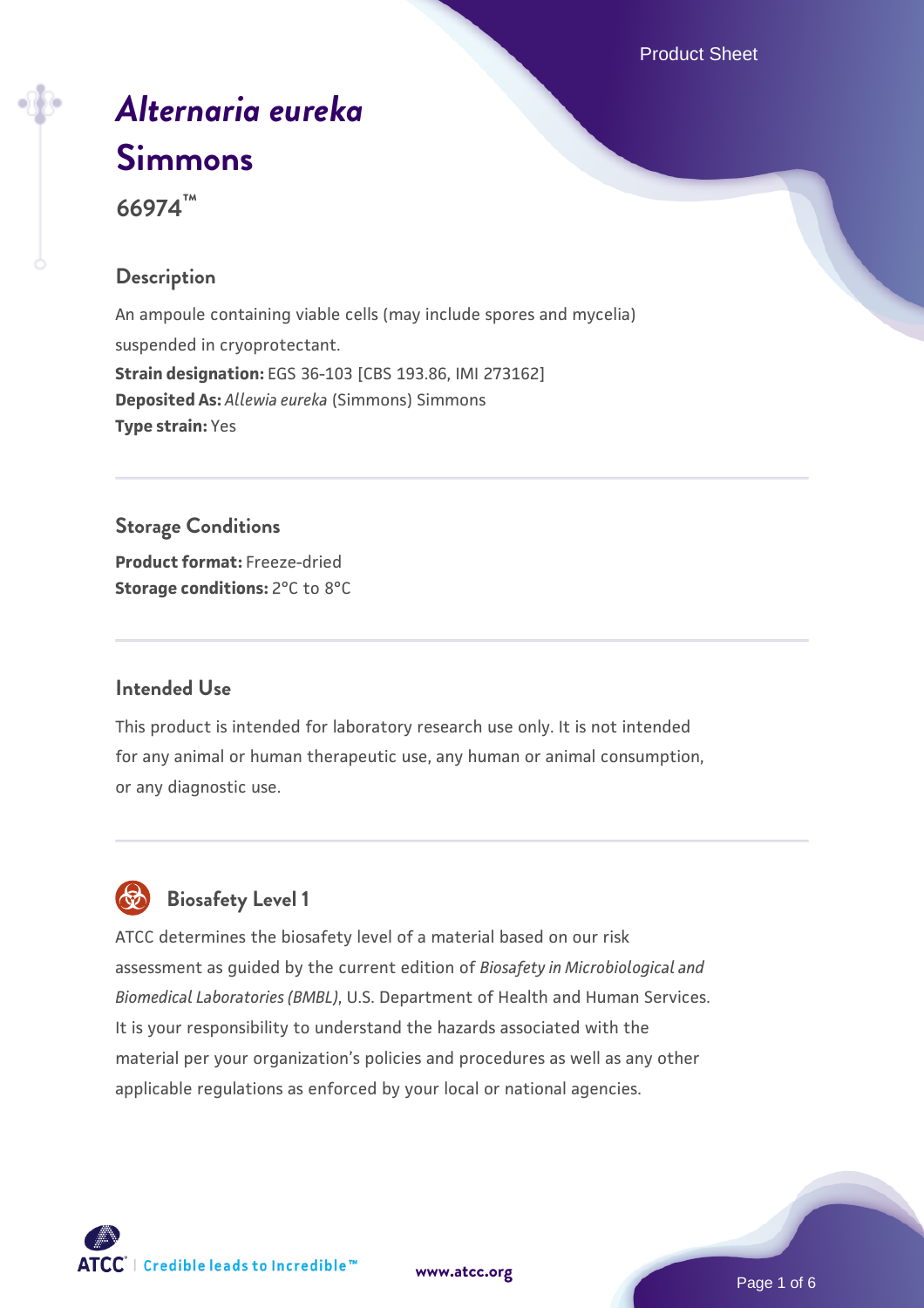# *Alternaria eureka* Simmons

**66974™**

## Description

An ampoule containing viable cells (may include spores and mycelia) suspended in cryoprotectant.

**Strain designation:** EGS 36-103 [CBS 193.86, IMI 273162]

**Deposited As:** *Allewia eureka* (Simmons) Simmons

**Type strain:** Yes

## Storage Conditions

**Product format:** Freeze-dried

**Storage conditions:** 2°C to 8°C

## Intended Use

This product is intended for laboratory research use only. It is not intended for any animal or human therapeutic use, any human or animal consumption, or any diagnostic use.

## Biosafety Level 1

ATCC determines the biosafety level of a material based on our risk assessment as guided by the current edition of *Biosafety in Microbiological and Biomedical Laboratories (BMBL)*, U.S. Department of Health and Human Services. It is your responsibility to understand the hazards associated with the material per your organization's policies and procedures as well as any other applicable regulations as enforced by your local or national agencies.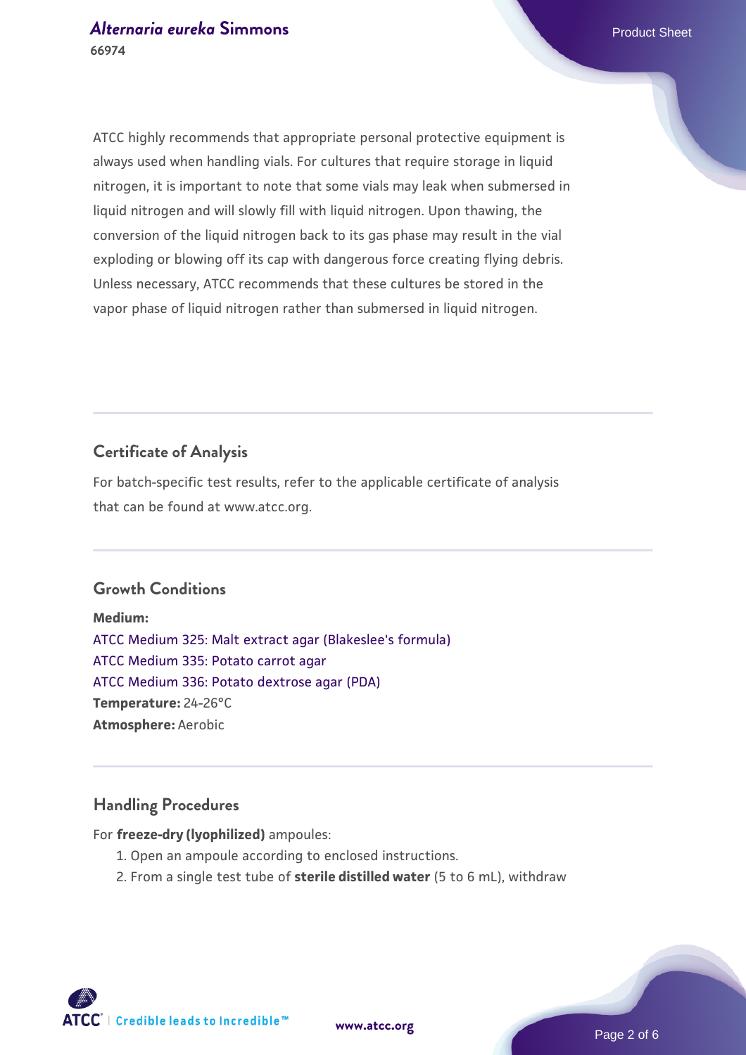ATCC highly recommends that appropriate personal protective equipment is always used when handling vials. For cultures that require storage in liquid nitrogen, it is important to note that some vials may leak when submersed in liquid nitrogen and will slowly fill with liquid nitrogen. Upon thawing, the conversion of the liquid nitrogen back to its gas phase may result in the vial exploding or blowing off its cap with dangerous force creating flying debris. Unless necessary, ATCC recommends that these cultures be stored in the vapor phase of liquid nitrogen rather than submersed in liquid nitrogen.

## Certificate of Analysis

For batch-specific test results, refer to the applicable certificate of analysis that can be found at www.atcc.org.

## Growth Conditions

**Medium:**
ATCC Medium 325: Malt extract agar (Blakeslee's formula)
ATCC Medium 335: Potato carrot agar
ATCC Medium 336: Potato dextrose agar (PDA)
**Temperature:** 24-26°C
**Atmosphere:** Aerobic

## Handling Procedures

For **freeze-dry (lyophilized)** ampoules:

1. Open an ampoule according to enclosed instructions.
2. From a single test tube of **sterile distilled water** (5 to 6 mL), withdraw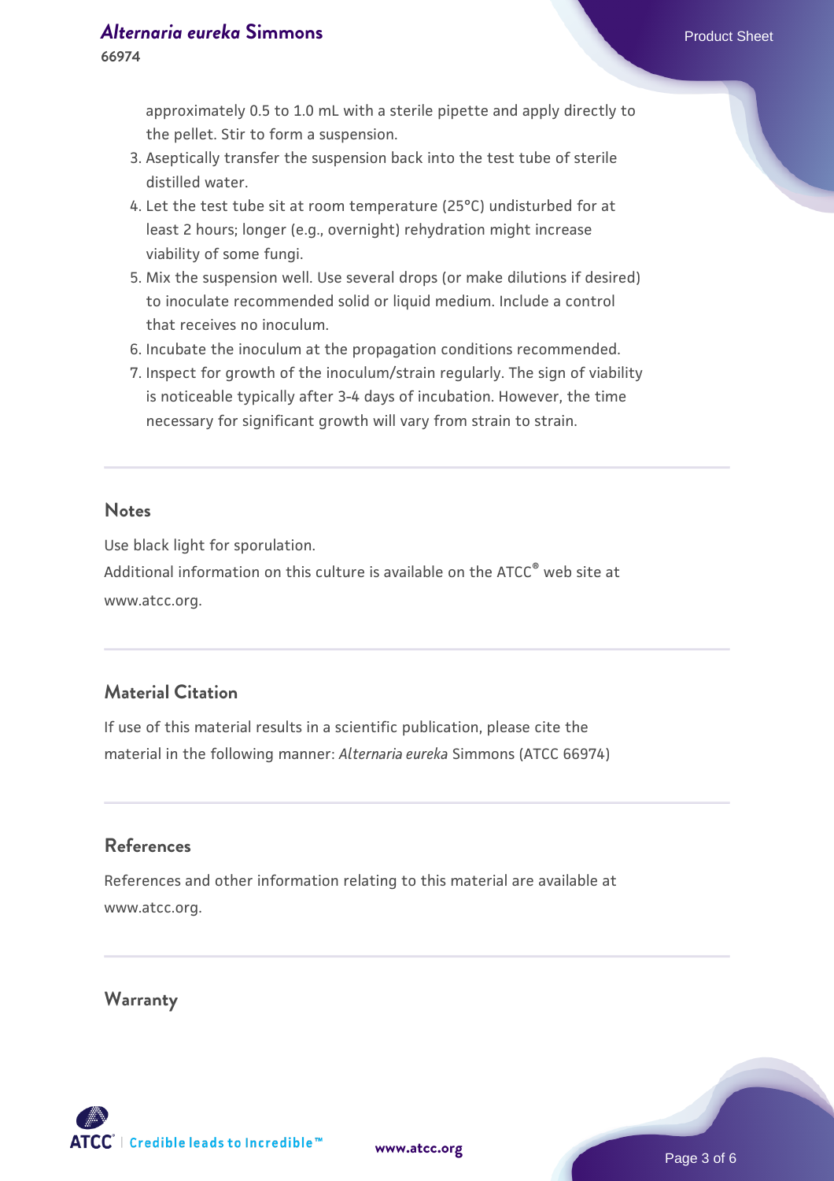approximately 0.5 to 1.0 mL with a sterile pipette and apply directly to the pellet. Stir to form a suspension.

3. Aseptically transfer the suspension back into the test tube of sterile distilled water.
4. Let the test tube sit at room temperature (25°C) undisturbed for at least 2 hours; longer (e.g., overnight) rehydration might increase viability of some fungi.
5. Mix the suspension well. Use several drops (or make dilutions if desired) to inoculate recommended solid or liquid medium. Include a control that receives no inoculum.
6. Incubate the inoculum at the propagation conditions recommended.
7. Inspect for growth of the inoculum/strain regularly. The sign of viability is noticeable typically after 3-4 days of incubation. However, the time necessary for significant growth will vary from strain to strain.

## Notes

Use black light for sporulation.
Additional information on this culture is available on the ATCC® web site at www.atcc.org.

## Material Citation

If use of this material results in a scientific publication, please cite the material in the following manner: *Alternaria eureka* Simmons (ATCC 66974)

## References

References and other information relating to this material are available at www.atcc.org.

## Warranty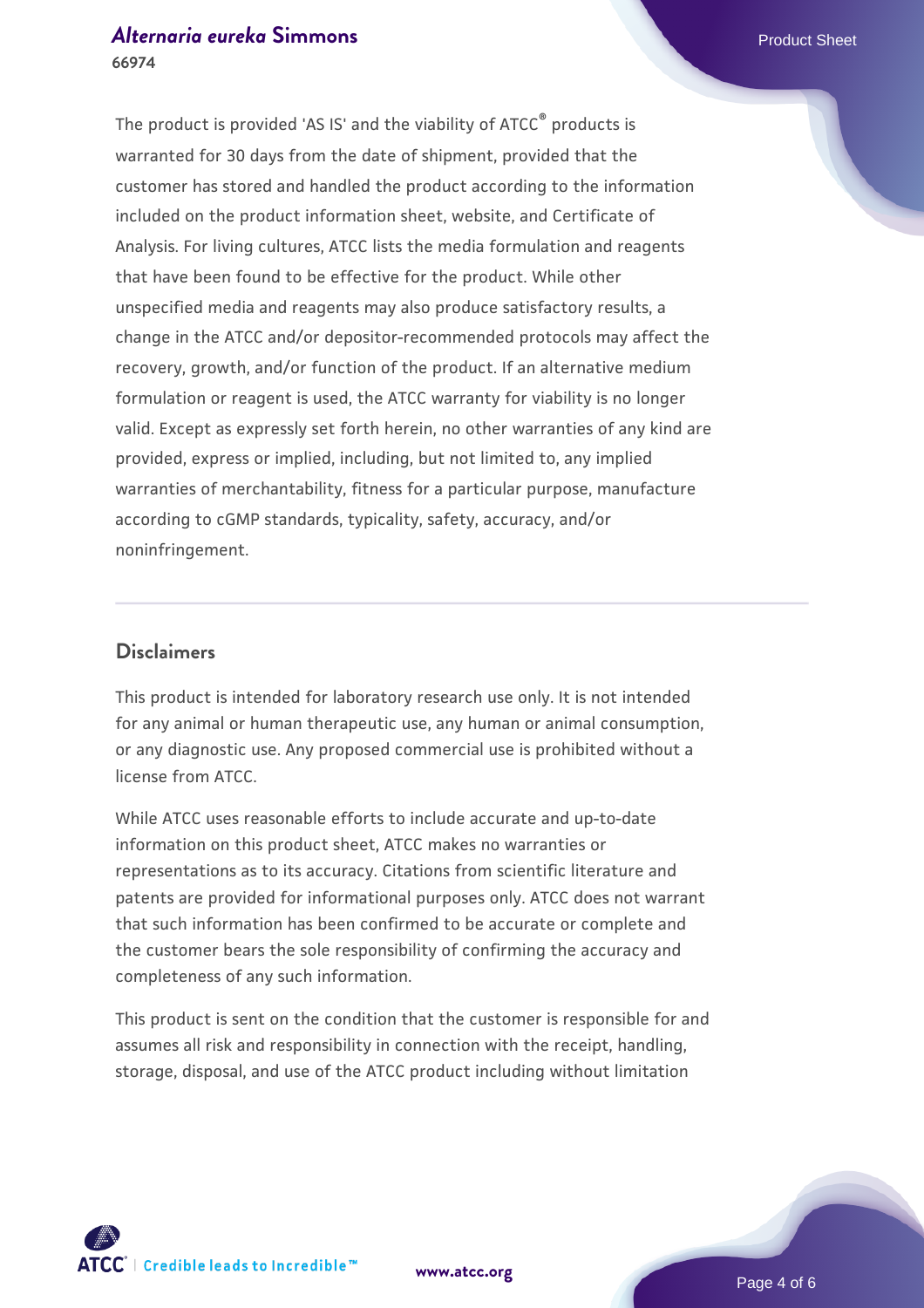The product is provided 'AS IS' and the viability of ATCC® products is warranted for 30 days from the date of shipment, provided that the customer has stored and handled the product according to the information included on the product information sheet, website, and Certificate of Analysis. For living cultures, ATCC lists the media formulation and reagents that have been found to be effective for the product. While other unspecified media and reagents may also produce satisfactory results, a change in the ATCC and/or depositor-recommended protocols may affect the recovery, growth, and/or function of the product. If an alternative medium formulation or reagent is used, the ATCC warranty for viability is no longer valid. Except as expressly set forth herein, no other warranties of any kind are provided, express or implied, including, but not limited to, any implied warranties of merchantability, fitness for a particular purpose, manufacture according to cGMP standards, typicality, safety, accuracy, and/or noninfringement.

## Disclaimers

This product is intended for laboratory research use only. It is not intended for any animal or human therapeutic use, any human or animal consumption, or any diagnostic use. Any proposed commercial use is prohibited without a license from ATCC.

While ATCC uses reasonable efforts to include accurate and up-to-date information on this product sheet, ATCC makes no warranties or representations as to its accuracy. Citations from scientific literature and patents are provided for informational purposes only. ATCC does not warrant that such information has been confirmed to be accurate or complete and the customer bears the sole responsibility of confirming the accuracy and completeness of any such information.

This product is sent on the condition that the customer is responsible for and assumes all risk and responsibility in connection with the receipt, handling, storage, disposal, and use of the ATCC product including without limitation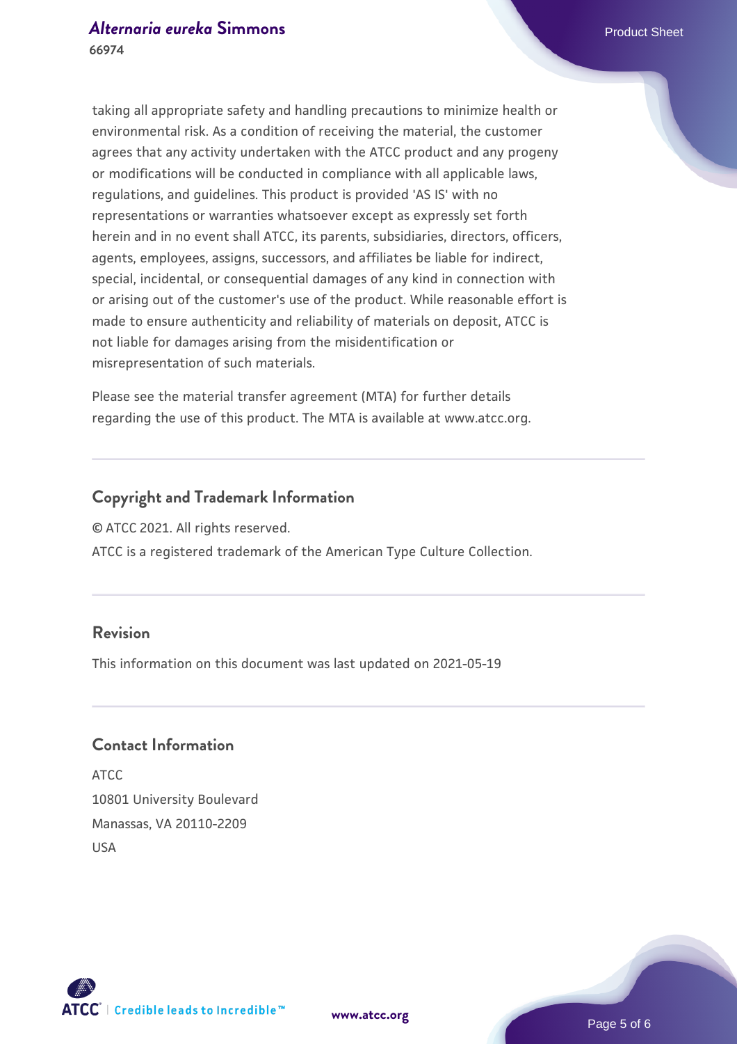taking all appropriate safety and handling precautions to minimize health or environmental risk. As a condition of receiving the material, the customer agrees that any activity undertaken with the ATCC product and any progeny or modifications will be conducted in compliance with all applicable laws, regulations, and guidelines. This product is provided 'AS IS' with no representations or warranties whatsoever except as expressly set forth herein and in no event shall ATCC, its parents, subsidiaries, directors, officers, agents, employees, assigns, successors, and affiliates be liable for indirect, special, incidental, or consequential damages of any kind in connection with or arising out of the customer's use of the product. While reasonable effort is made to ensure authenticity and reliability of materials on deposit, ATCC is not liable for damages arising from the misidentification or misrepresentation of such materials.

Please see the material transfer agreement (MTA) for further details regarding the use of this product. The MTA is available at www.atcc.org.

## Copyright and Trademark Information

© ATCC 2021. All rights reserved.

ATCC is a registered trademark of the American Type Culture Collection.

## Revision

This information on this document was last updated on 2021-05-19

## Contact Information

ATCC
10801 University Boulevard
Manassas, VA 20110-2209
USA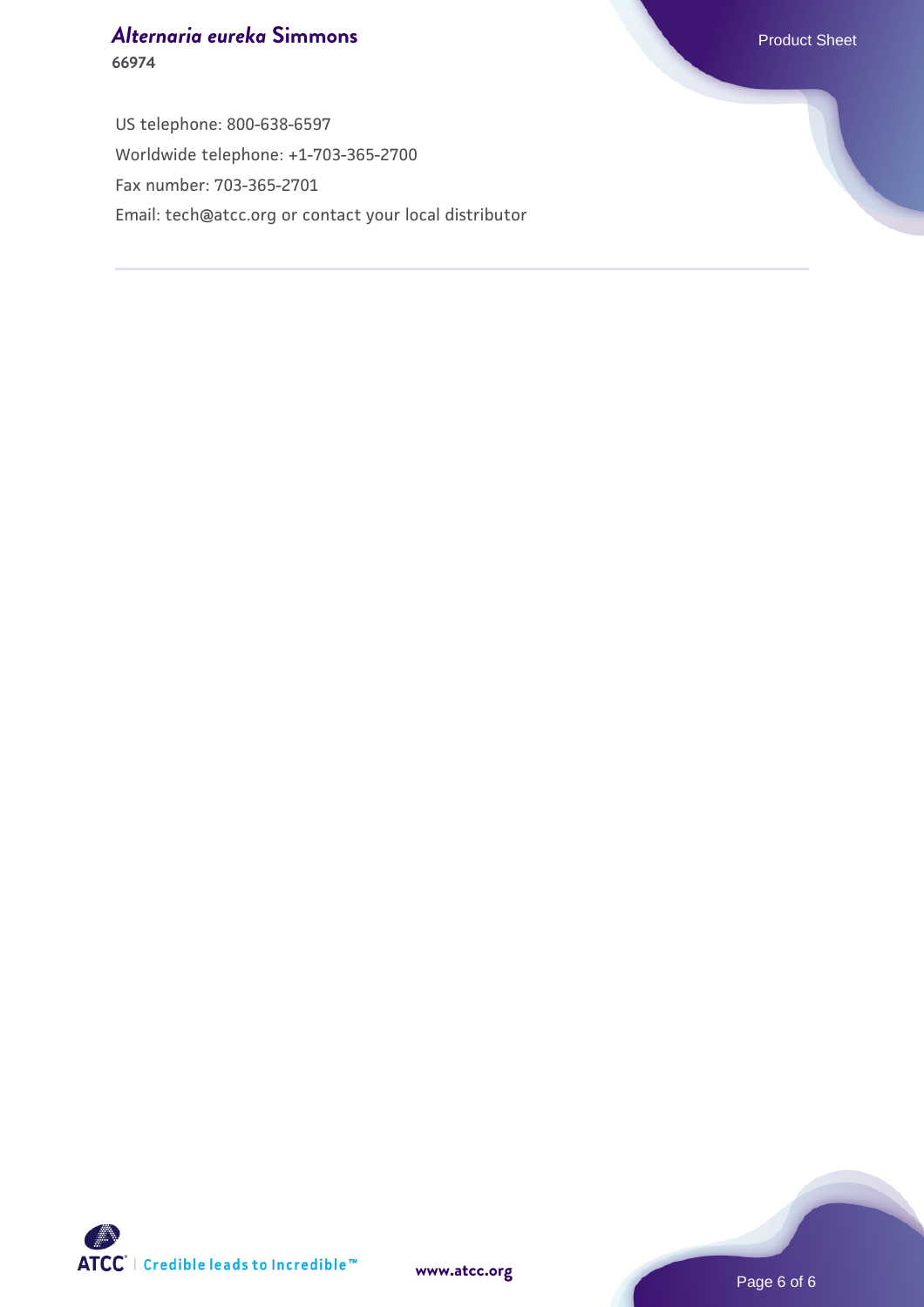US telephone: 800-638-6597

Worldwide telephone: +1-703-365-2700

Fax number: 703-365-2701

Email: tech@atcc.org or contact your local distributor